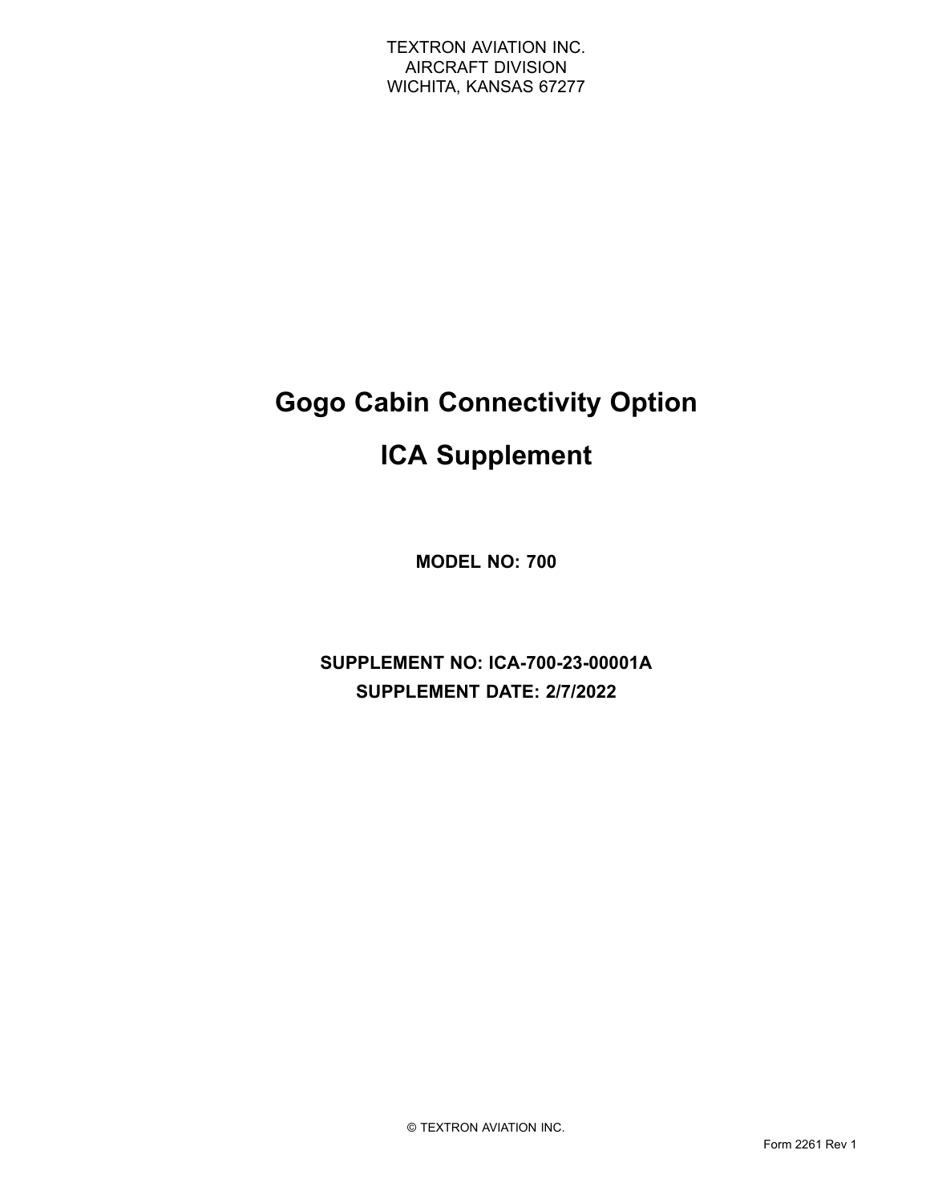TEXTRON AVIATION INC.
AIRCRAFT DIVISION
WICHITA, KANSAS 67277

# Gogo Cabin Connectivity Option

# ICA Supplement

**MODEL NO: 700**

**SUPPLEMENT NO: ICA-700-23-00001A**

**SUPPLEMENT DATE: 2/7/2022**

© TEXTRON AVIATION INC.

Form 2261 Rev 1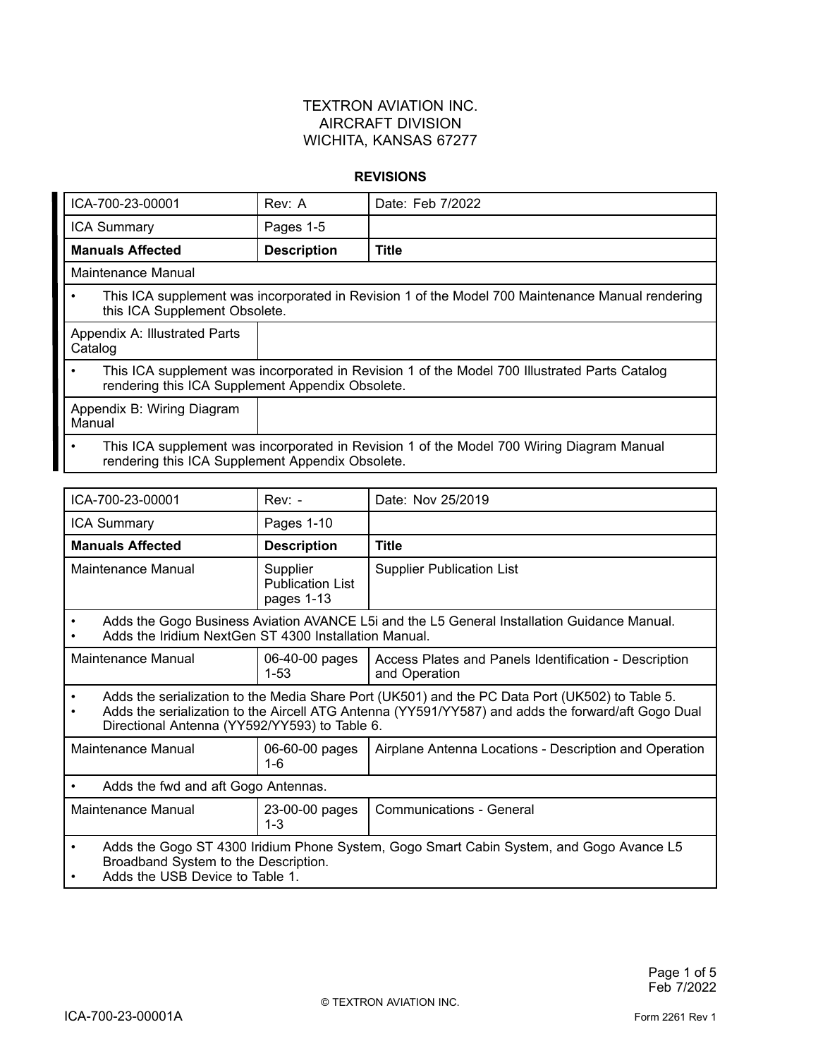TEXTRON AVIATION INC.
AIRCRAFT DIVISION
WICHITA, KANSAS 67277

**REVISIONS**

| ICA-700-23-00001 | Rev: A | Date: Feb 7/2022 |
|---|---|---|
| ICA Summary | Pages 1-5 | |
| **Manuals Affected** | **Description** | **Title** |
| Maintenance Manual | | |
| • This ICA supplement was incorporated in Revision 1 of the Model 700 Maintenance Manual rendering this ICA Supplement Obsolete. | | |
| Appendix A: Illustrated Parts Catalog | | |
| • This ICA supplement was incorporated in Revision 1 of the Model 700 Illustrated Parts Catalog rendering this ICA Supplement Appendix Obsolete. | | |
| Appendix B: Wiring Diagram Manual | | |
| • This ICA supplement was incorporated in Revision 1 of the Model 700 Wiring Diagram Manual rendering this ICA Supplement Appendix Obsolete. | | |

| ICA-700-23-00001 | Rev: - | Date: Nov 25/2019 |
|---|---|---|
| ICA Summary | Pages 1-10 | |
| **Manuals Affected** | **Description** | **Title** |
| Maintenance Manual | Supplier Publication List pages 1-13 | Supplier Publication List |
| • Adds the Gogo Business Aviation AVANCE L5i and the L5 General Installation Guidance Manual.<br>• Adds the Iridium NextGen ST 4300 Installation Manual. | | |
| Maintenance Manual | 06-40-00 pages 1-53 | Access Plates and Panels Identification - Description and Operation |
| • Adds the serialization to the Media Share Port (UK501) and the PC Data Port (UK502) to Table 5.<br>• Adds the serialization to the Aircell ATG Antenna (YY591/YY587) and adds the forward/aft Gogo Dual Directional Antenna (YY592/YY593) to Table 6. | | |
| Maintenance Manual | 06-60-00 pages 1-6 | Airplane Antenna Locations - Description and Operation |
| • Adds the fwd and aft Gogo Antennas. | | |
| Maintenance Manual | 23-00-00 pages 1-3 | Communications - General |
| • Adds the Gogo ST 4300 Iridium Phone System, Gogo Smart Cabin System, and Gogo Avance L5 Broadband System to the Description.<br>• Adds the USB Device to Table 1. | | |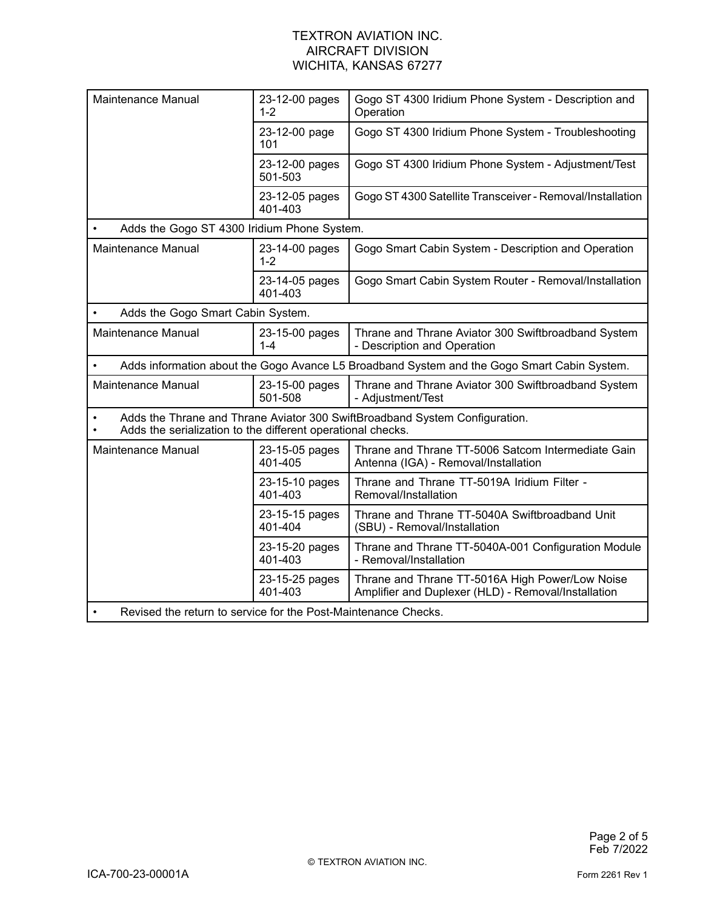| | | |
|---|---|---|
| Maintenance Manual | 23-12-00 pages 1-2 | Gogo ST 4300 Iridium Phone System - Description and Operation |
| | 23-12-00 page 101 | Gogo ST 4300 Iridium Phone System - Troubleshooting |
| | 23-12-00 pages 501-503 | Gogo ST 4300 Iridium Phone System - Adjustment/Test |
| | 23-12-05 pages 401-403 | Gogo ST 4300 Satellite Transceiver - Removal/Installation |
| • Adds the Gogo ST 4300 Iridium Phone System. | | |
| Maintenance Manual | 23-14-00 pages 1-2 | Gogo Smart Cabin System - Description and Operation |
| | 23-14-05 pages 401-403 | Gogo Smart Cabin System Router - Removal/Installation |
| • Adds the Gogo Smart Cabin System. | | |
| Maintenance Manual | 23-15-00 pages 1-4 | Thrane and Thrane Aviator 300 Swiftbroadband System - Description and Operation |
| • Adds information about the Gogo Avance L5 Broadband System and the Gogo Smart Cabin System. | | |
| Maintenance Manual | 23-15-00 pages 501-508 | Thrane and Thrane Aviator 300 Swiftbroadband System - Adjustment/Test |
| • Adds the Thrane and Thrane Aviator 300 SwiftBroadband System Configuration.<br>• Adds the serialization to the different operational checks. | | |
| Maintenance Manual | 23-15-05 pages 401-405 | Thrane and Thrane TT-5006 Satcom Intermediate Gain Antenna (IGA) - Removal/Installation |
| | 23-15-10 pages 401-403 | Thrane and Thrane TT-5019A Iridium Filter - Removal/Installation |
| | 23-15-15 pages 401-404 | Thrane and Thrane TT-5040A Swiftbroadband Unit (SBU) - Removal/Installation |
| | 23-15-20 pages 401-403 | Thrane and Thrane TT-5040A-001 Configuration Module - Removal/Installation |
| | 23-15-25 pages 401-403 | Thrane and Thrane TT-5016A High Power/Low Noise Amplifier and Duplexer (HLD) - Removal/Installation |
| • Revised the return to service for the Post-Maintenance Checks. | | |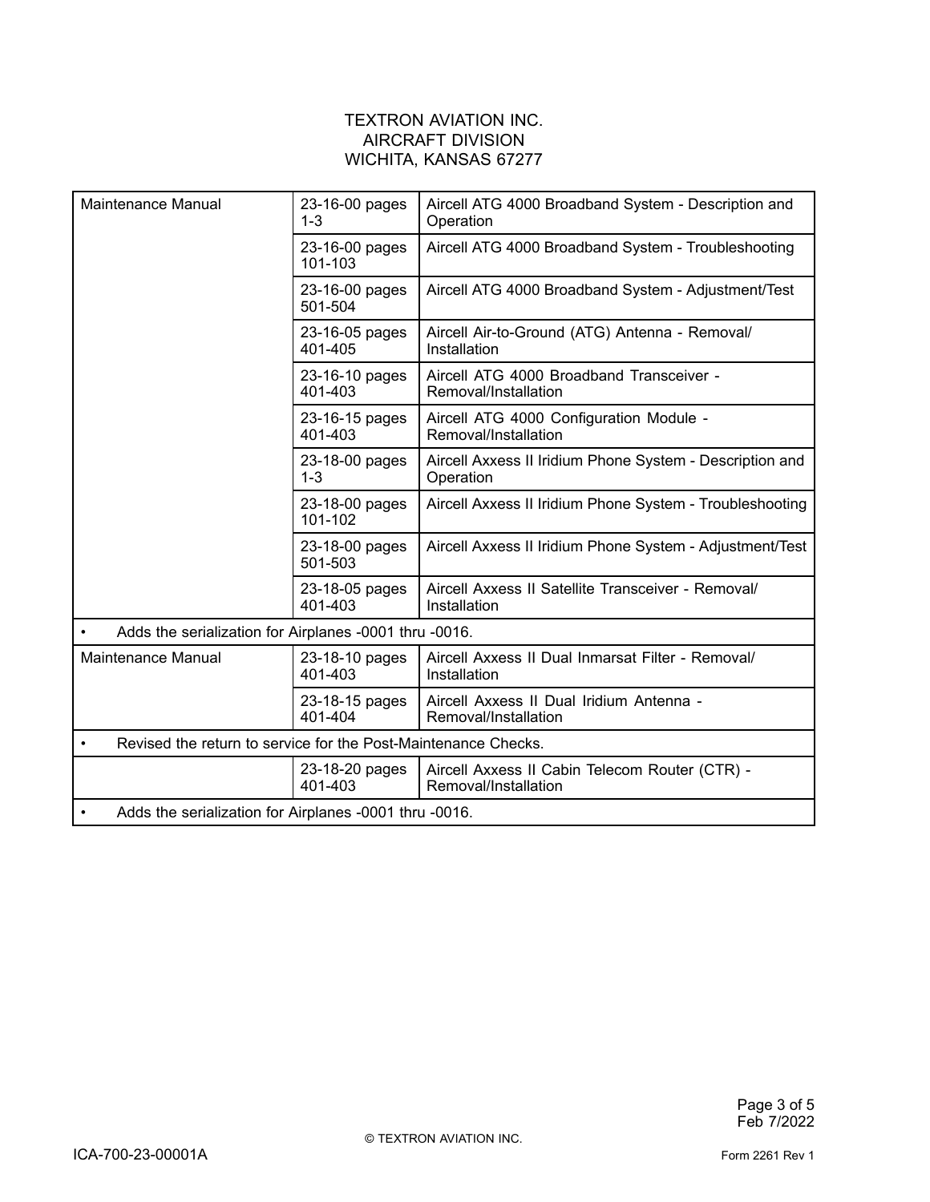TEXTRON AVIATION INC.
AIRCRAFT DIVISION
WICHITA, KANSAS 67277

| | | |
|---|---|---|
| Maintenance Manual | 23-16-00 pages 1-3 | Aircell ATG 4000 Broadband System - Description and Operation |
| | 23-16-00 pages 101-103 | Aircell ATG 4000 Broadband System - Troubleshooting |
| | 23-16-00 pages 501-504 | Aircell ATG 4000 Broadband System - Adjustment/Test |
| | 23-16-05 pages 401-405 | Aircell Air-to-Ground (ATG) Antenna - Removal/ Installation |
| | 23-16-10 pages 401-403 | Aircell ATG 4000 Broadband Transceiver - Removal/Installation |
| | 23-16-15 pages 401-403 | Aircell ATG 4000 Configuration Module - Removal/Installation |
| | 23-18-00 pages 1-3 | Aircell Axxess II Iridium Phone System - Description and Operation |
| | 23-18-00 pages 101-102 | Aircell Axxess II Iridium Phone System - Troubleshooting |
| | 23-18-00 pages 501-503 | Aircell Axxess II Iridium Phone System - Adjustment/Test |
| | 23-18-05 pages 401-403 | Aircell Axxess II Satellite Transceiver - Removal/ Installation |
| • Adds the serialization for Airplanes -0001 thru -0016. | | |
| Maintenance Manual | 23-18-10 pages 401-403 | Aircell Axxess II Dual Inmarsat Filter - Removal/ Installation |
| | 23-18-15 pages 401-404 | Aircell Axxess II Dual Iridium Antenna - Removal/Installation |
| • Revised the return to service for the Post-Maintenance Checks. | | |
| | 23-18-20 pages 401-403 | Aircell Axxess II Cabin Telecom Router (CTR) - Removal/Installation |
| • Adds the serialization for Airplanes -0001 thru -0016. | | |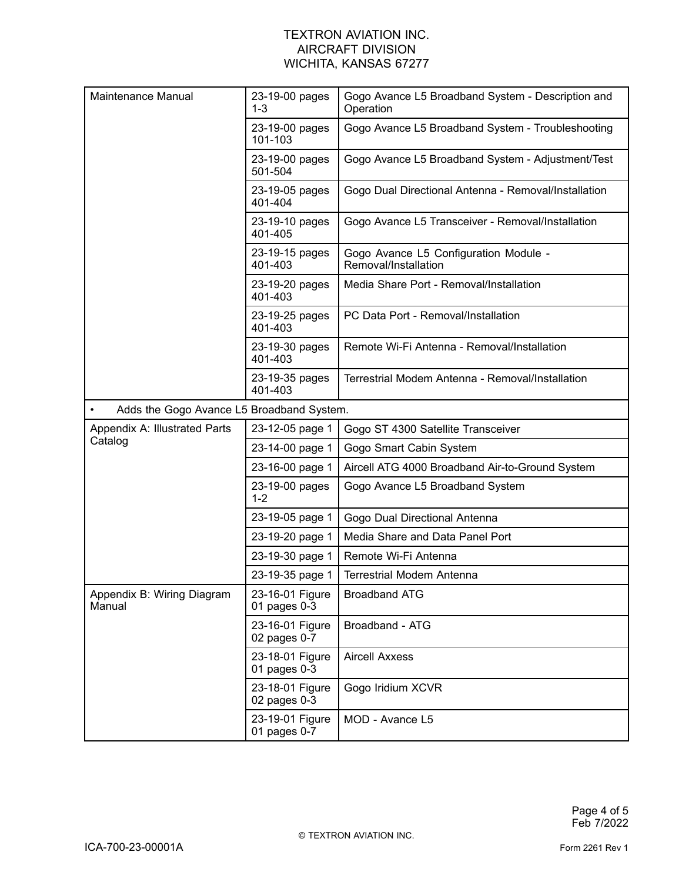| Maintenance Manual | 23-19-00 pages 1-3 | Gogo Avance L5 Broadband System - Description and Operation |
|---|---|---|
| | 23-19-00 pages 101-103 | Gogo Avance L5 Broadband System - Troubleshooting |
| | 23-19-00 pages 501-504 | Gogo Avance L5 Broadband System - Adjustment/Test |
| | 23-19-05 pages 401-404 | Gogo Dual Directional Antenna - Removal/Installation |
| | 23-19-10 pages 401-405 | Gogo Avance L5 Transceiver - Removal/Installation |
| | 23-19-15 pages 401-403 | Gogo Avance L5 Configuration Module - Removal/Installation |
| | 23-19-20 pages 401-403 | Media Share Port - Removal/Installation |
| | 23-19-25 pages 401-403 | PC Data Port - Removal/Installation |
| | 23-19-30 pages 401-403 | Remote Wi-Fi Antenna - Removal/Installation |
| | 23-19-35 pages 401-403 | Terrestrial Modem Antenna - Removal/Installation |
| • Adds the Gogo Avance L5 Broadband System. | | |
| Appendix A: Illustrated Parts Catalog | 23-12-05 page 1 | Gogo ST 4300 Satellite Transceiver |
| | 23-14-00 page 1 | Gogo Smart Cabin System |
| | 23-16-00 page 1 | Aircell ATG 4000 Broadband Air-to-Ground System |
| | 23-19-00 pages 1-2 | Gogo Avance L5 Broadband System |
| | 23-19-05 page 1 | Gogo Dual Directional Antenna |
| | 23-19-20 page 1 | Media Share and Data Panel Port |
| | 23-19-30 page 1 | Remote Wi-Fi Antenna |
| | 23-19-35 page 1 | Terrestrial Modem Antenna |
| Appendix B: Wiring Diagram Manual | 23-16-01 Figure 01 pages 0-3 | Broadband ATG |
| | 23-16-01 Figure 02 pages 0-7 | Broadband - ATG |
| | 23-18-01 Figure 01 pages 0-3 | Aircell Axxess |
| | 23-18-01 Figure 02 pages 0-3 | Gogo Iridium XCVR |
| | 23-19-01 Figure 01 pages 0-7 | MOD - Avance L5 |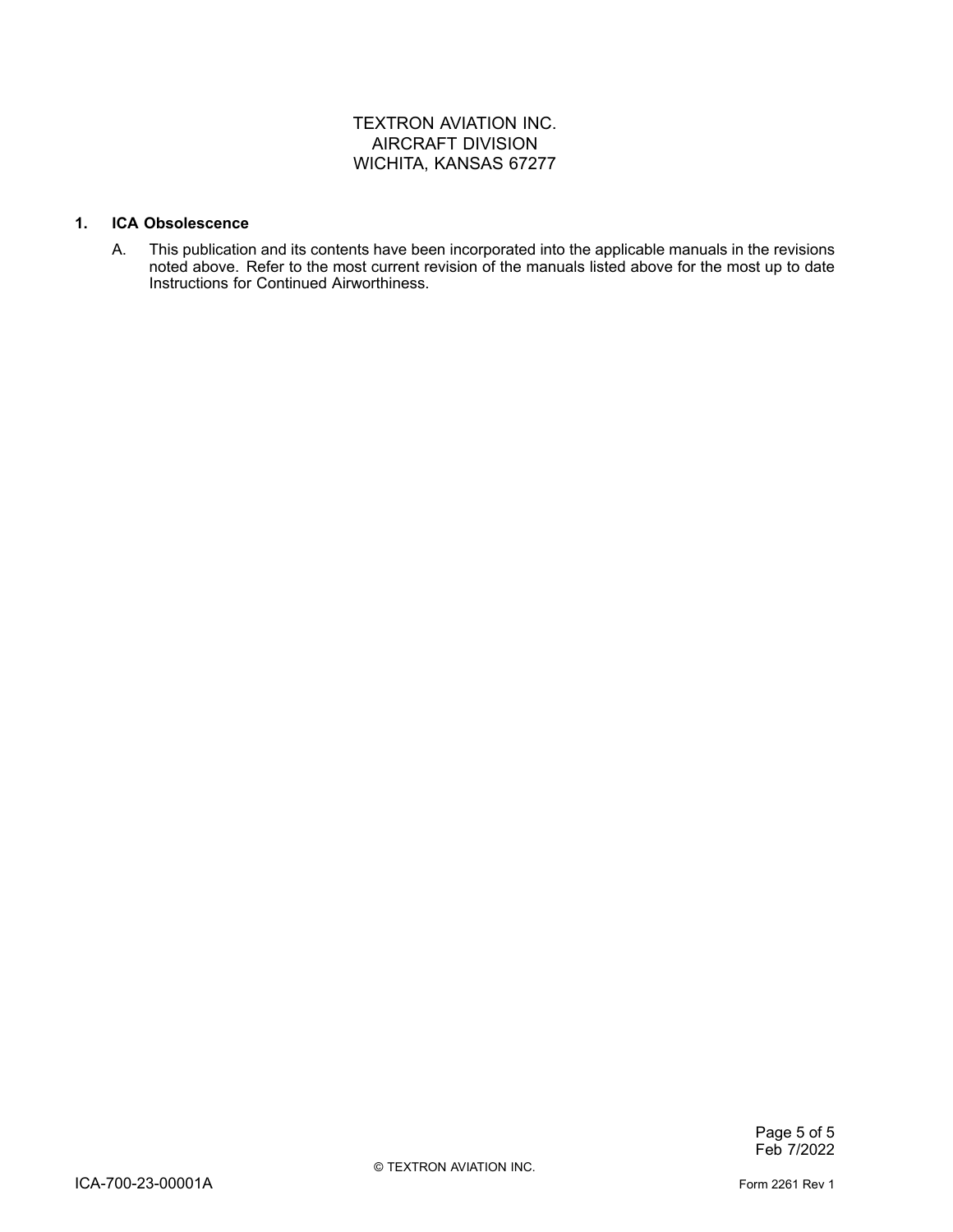TEXTRON AVIATION INC.
AIRCRAFT DIVISION
WICHITA, KANSAS 67277

## 1. ICA Obsolescence

A. This publication and its contents have been incorporated into the applicable manuals in the revisions noted above. Refer to the most current revision of the manuals listed above for the most up to date Instructions for Continued Airworthiness.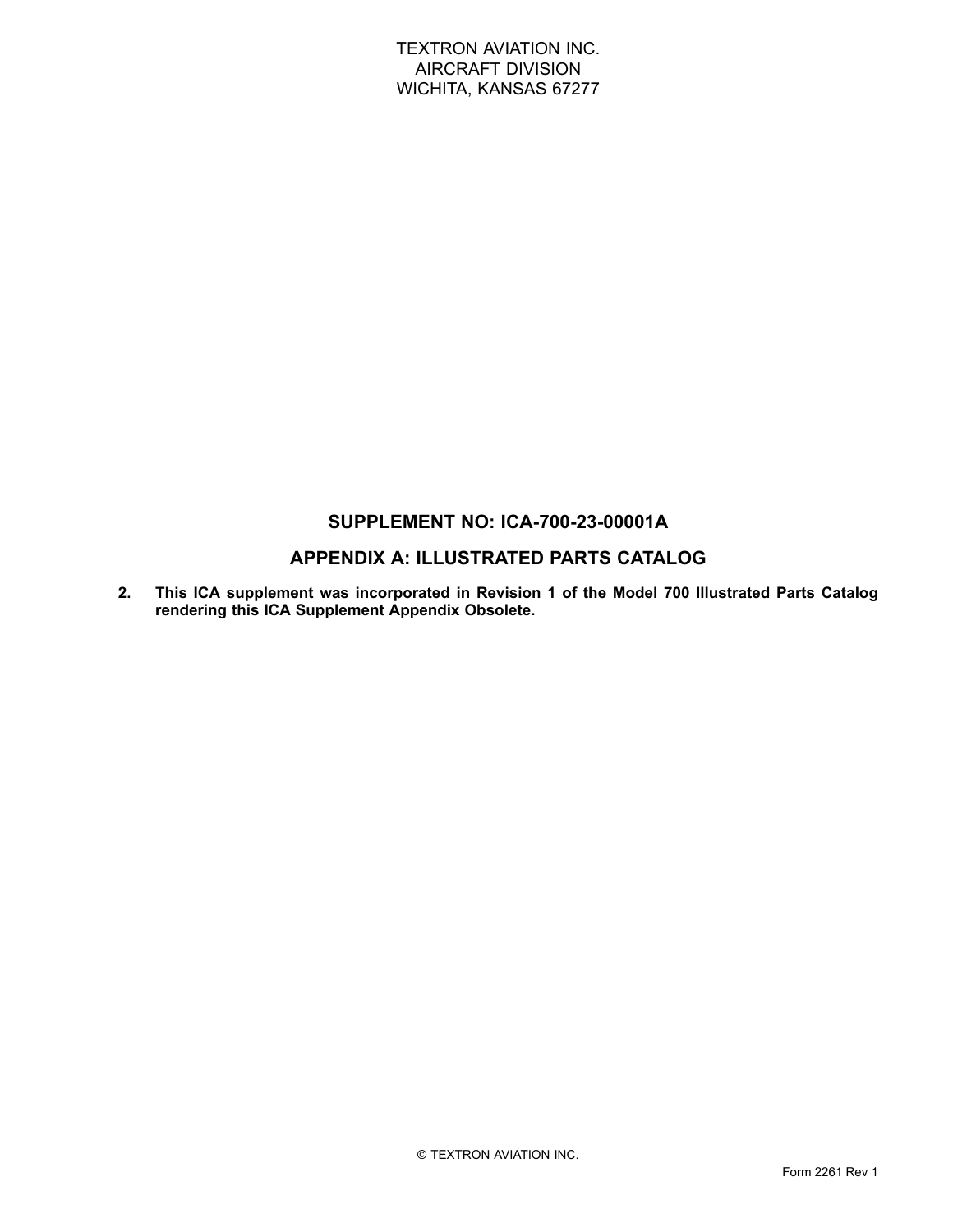TEXTRON AVIATION INC.
AIRCRAFT DIVISION
WICHITA, KANSAS 67277

## SUPPLEMENT NO: ICA-700-23-00001A

## APPENDIX A: ILLUSTRATED PARTS CATALOG

**2. This ICA supplement was incorporated in Revision 1 of the Model 700 Illustrated Parts Catalog rendering this ICA Supplement Appendix Obsolete.**

© TEXTRON AVIATION INC.

Form 2261 Rev 1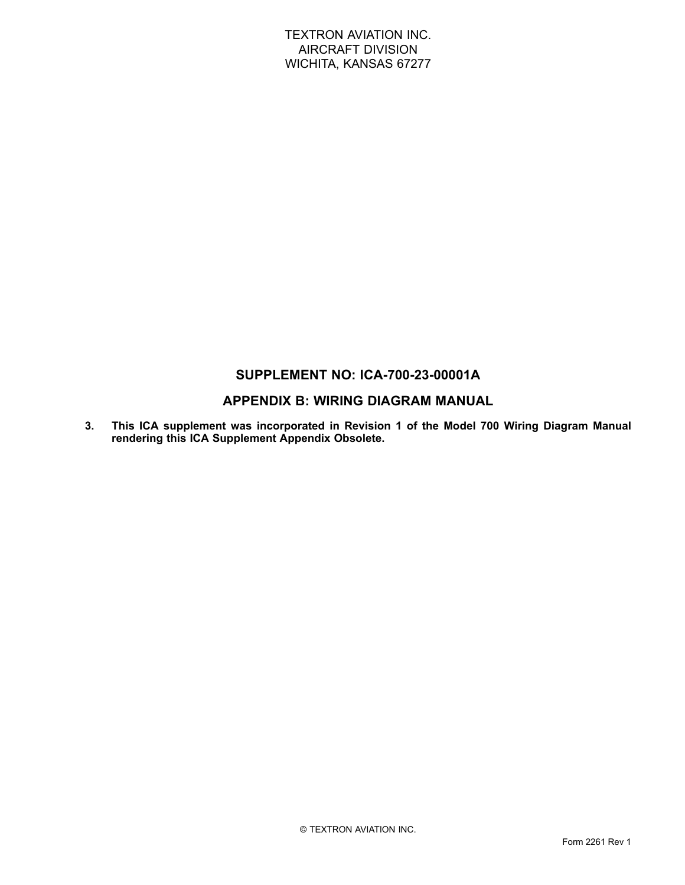TEXTRON AVIATION INC.
AIRCRAFT DIVISION
WICHITA, KANSAS 67277

## SUPPLEMENT NO: ICA-700-23-00001A

## APPENDIX B: WIRING DIAGRAM MANUAL

3. **This ICA supplement was incorporated in Revision 1 of the Model 700 Wiring Diagram Manual rendering this ICA Supplement Appendix Obsolete.**

© TEXTRON AVIATION INC.

Form 2261 Rev 1